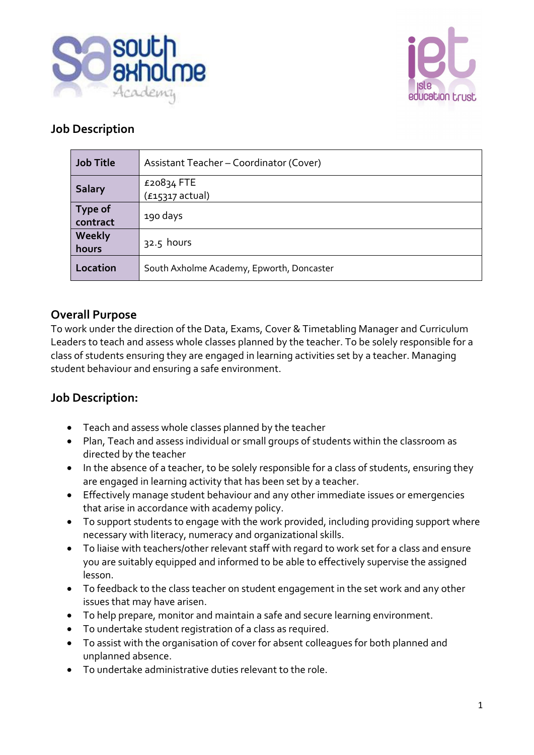## Job Description

| Job Title | Assistant Teacher – Coordinator (Cover) |
| --- | --- |
| Salary | £20834 FTE<br>(£15317 actual) |
| Type of contract | 190 days |
| Weekly hours | 32.5 hours |
| Location | South Axholme Academy, Epworth, Doncaster |

## Overall Purpose

To work under the direction of the Data, Exams, Cover & Timetabling Manager and Curriculum Leaders to teach and assess whole classes planned by the teacher. To be solely responsible for a class of students ensuring they are engaged in learning activities set by a teacher. Managing student behaviour and ensuring a safe environment.

## Job Description:

- Teach and assess whole classes planned by the teacher
- Plan, Teach and assess individual or small groups of students within the classroom as directed by the teacher
- In the absence of a teacher, to be solely responsible for a class of students, ensuring they are engaged in learning activity that has been set by a teacher.
- Effectively manage student behaviour and any other immediate issues or emergencies that arise in accordance with academy policy.
- To support students to engage with the work provided, including providing support where necessary with literacy, numeracy and organizational skills.
- To liaise with teachers/other relevant staff with regard to work set for a class and ensure you are suitably equipped and informed to be able to effectively supervise the assigned lesson.
- To feedback to the class teacher on student engagement in the set work and any other issues that may have arisen.
- To help prepare, monitor and maintain a safe and secure learning environment.
- To undertake student registration of a class as required.
- To assist with the organisation of cover for absent colleagues for both planned and unplanned absence.
- To undertake administrative duties relevant to the role.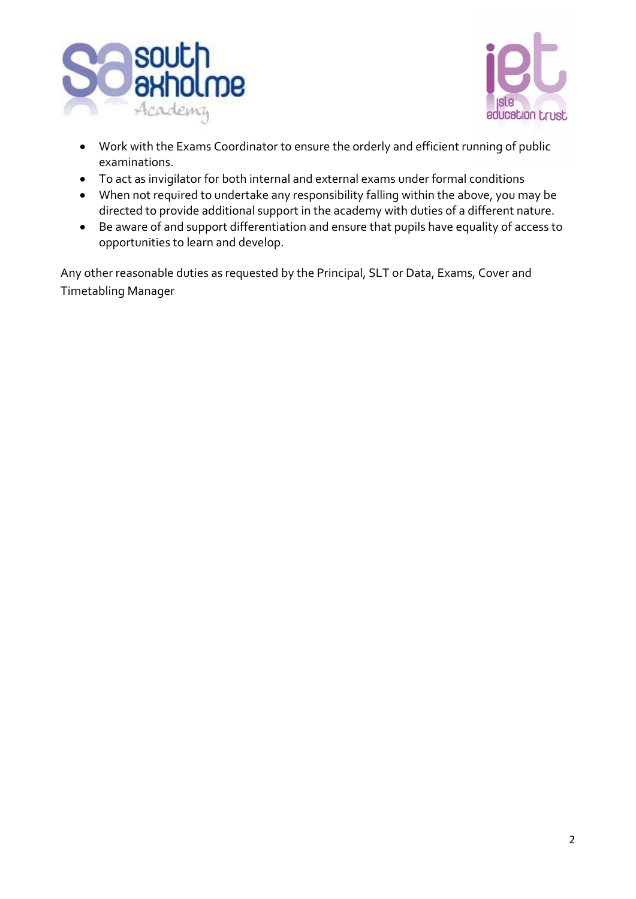- Work with the Exams Coordinator to ensure the orderly and efficient running of public examinations.
- To act as invigilator for both internal and external exams under formal conditions
- When not required to undertake any responsibility falling within the above, you may be directed to provide additional support in the academy with duties of a different nature.
- Be aware of and support differentiation and ensure that pupils have equality of access to opportunities to learn and develop.

Any other reasonable duties as requested by the Principal, SLT or Data, Exams, Cover and Timetabling Manager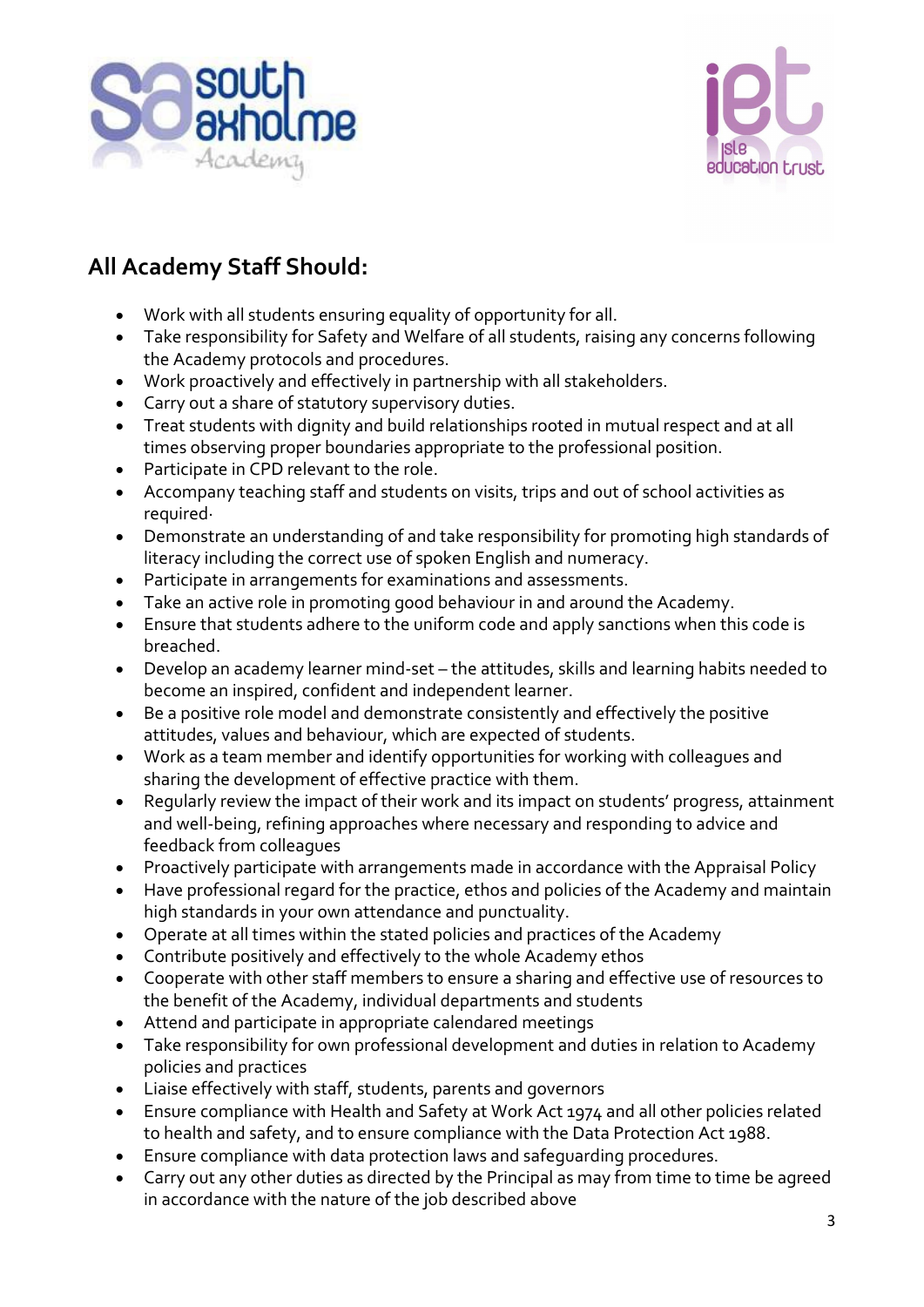## All Academy Staff Should:

- Work with all students ensuring equality of opportunity for all.
- Take responsibility for Safety and Welfare of all students, raising any concerns following the Academy protocols and procedures.
- Work proactively and effectively in partnership with all stakeholders.
- Carry out a share of statutory supervisory duties.
- Treat students with dignity and build relationships rooted in mutual respect and at all times observing proper boundaries appropriate to the professional position.
- Participate in CPD relevant to the role.
- Accompany teaching staff and students on visits, trips and out of school activities as required.
- Demonstrate an understanding of and take responsibility for promoting high standards of literacy including the correct use of spoken English and numeracy.
- Participate in arrangements for examinations and assessments.
- Take an active role in promoting good behaviour in and around the Academy.
- Ensure that students adhere to the uniform code and apply sanctions when this code is breached.
- Develop an academy learner mind-set – the attitudes, skills and learning habits needed to become an inspired, confident and independent learner.
- Be a positive role model and demonstrate consistently and effectively the positive attitudes, values and behaviour, which are expected of students.
- Work as a team member and identify opportunities for working with colleagues and sharing the development of effective practice with them.
- Regularly review the impact of their work and its impact on students' progress, attainment and well-being, refining approaches where necessary and responding to advice and feedback from colleagues
- Proactively participate with arrangements made in accordance with the Appraisal Policy
- Have professional regard for the practice, ethos and policies of the Academy and maintain high standards in your own attendance and punctuality.
- Operate at all times within the stated policies and practices of the Academy
- Contribute positively and effectively to the whole Academy ethos
- Cooperate with other staff members to ensure a sharing and effective use of resources to the benefit of the Academy, individual departments and students
- Attend and participate in appropriate calendared meetings
- Take responsibility for own professional development and duties in relation to Academy policies and practices
- Liaise effectively with staff, students, parents and governors
- Ensure compliance with Health and Safety at Work Act 1974 and all other policies related to health and safety, and to ensure compliance with the Data Protection Act 1988.
- Ensure compliance with data protection laws and safeguarding procedures.
- Carry out any other duties as directed by the Principal as may from time to time be agreed in accordance with the nature of the job described above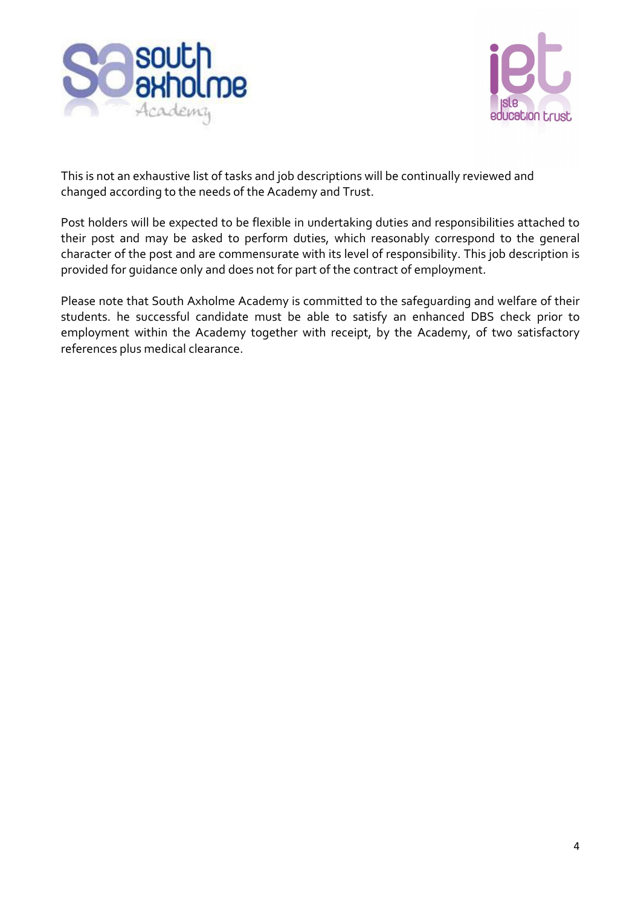This is not an exhaustive list of tasks and job descriptions will be continually reviewed and changed according to the needs of the Academy and Trust.

Post holders will be expected to be flexible in undertaking duties and responsibilities attached to their post and may be asked to perform duties, which reasonably correspond to the general character of the post and are commensurate with its level of responsibility. This job description is provided for guidance only and does not for part of the contract of employment.

Please note that South Axholme Academy is committed to the safeguarding and welfare of their students. he successful candidate must be able to satisfy an enhanced DBS check prior to employment within the Academy together with receipt, by the Academy, of two satisfactory references plus medical clearance.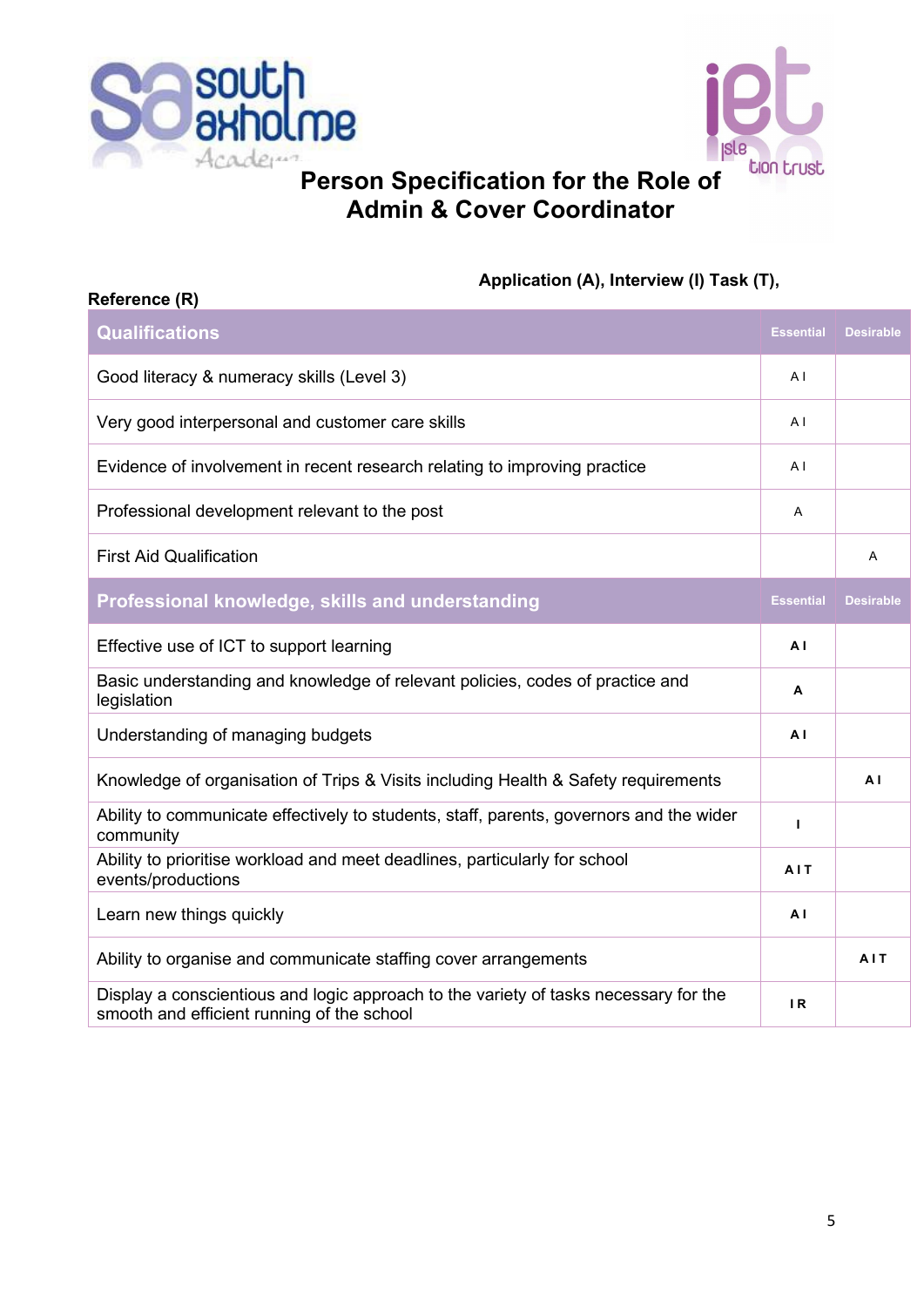# Person Specification for the Role of Admin & Cover Coordinator

**Application (A), Interview (I) Task (T), Reference (R)**

| Qualifications | Essential | Desirable |
|---|---|---|
| Good literacy & numeracy skills (Level 3) | A I | |
| Very good interpersonal and customer care skills | A I | |
| Evidence of involvement in recent research relating to improving practice | A I | |
| Professional development relevant to the post | A | |
| First Aid Qualification | | A |
| **Professional knowledge, skills and understanding** | **Essential** | **Desirable** |
| Effective use of ICT to support learning | **A I** | |
| Basic understanding and knowledge of relevant policies, codes of practice and legislation | **A** | |
| Understanding of managing budgets | **A I** | |
| Knowledge of organisation of Trips & Visits including Health & Safety requirements | | **A I** |
| Ability to communicate effectively to students, staff, parents, governors and the wider community | **I** | |
| Ability to prioritise workload and meet deadlines, particularly for school events/productions | **A I T** | |
| Learn new things quickly | **A I** | |
| Ability to organise and communicate staffing cover arrangements | | **A I T** |
| Display a conscientious and logic approach to the variety of tasks necessary for the smooth and efficient running of the school | **I R** | |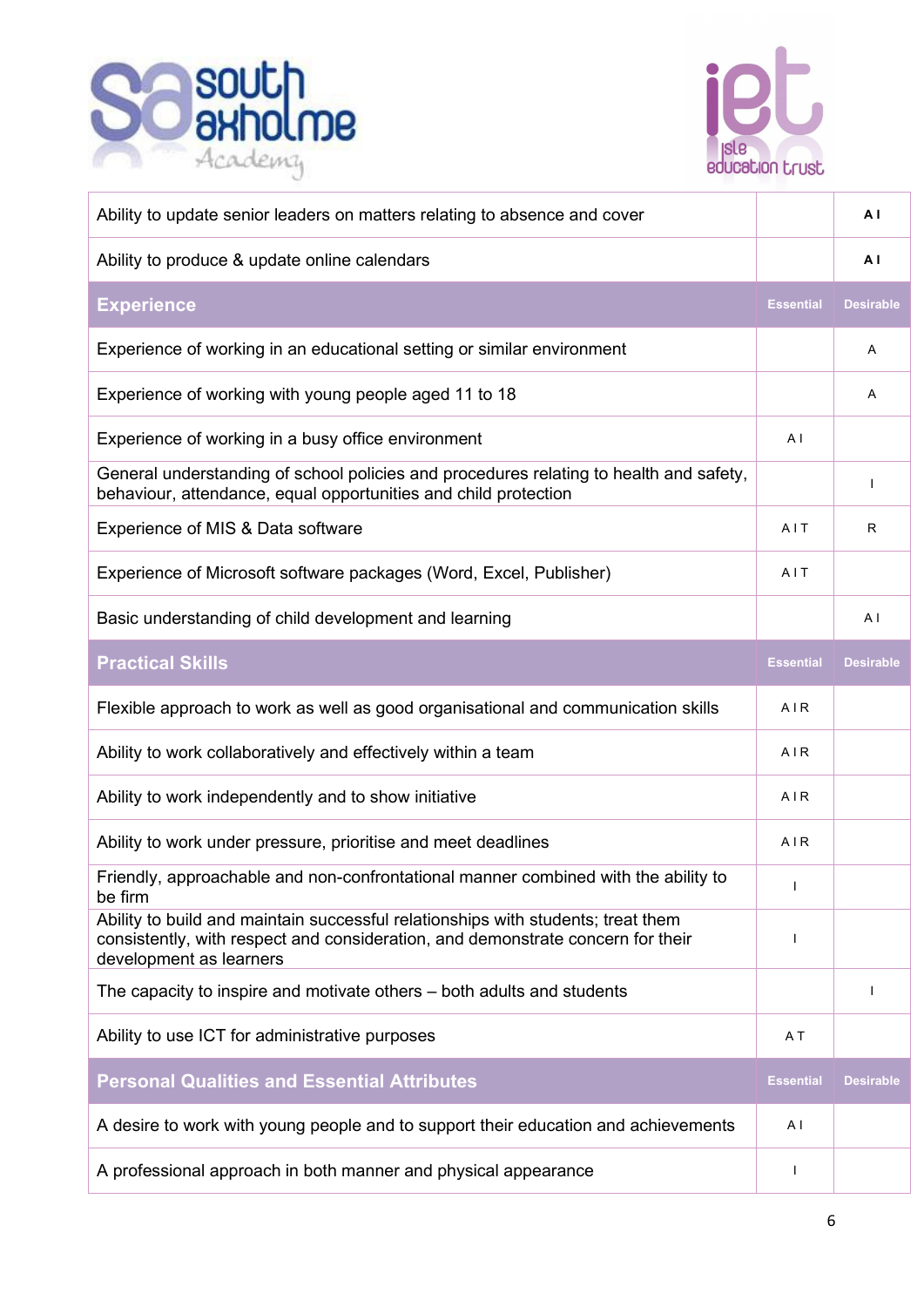| | | |
|---|---|---|
| Ability to update senior leaders on matters relating to absence and cover | | **A I** |
| Ability to produce & update online calendars | | **A I** |
| **Experience** | **Essential** | **Desirable** |
| Experience of working in an educational setting or similar environment | | A |
| Experience of working with young people aged 11 to 18 | | A |
| Experience of working in a busy office environment | A I | |
| General understanding of school policies and procedures relating to health and safety, behaviour, attendance, equal opportunities and child protection | | I |
| Experience of MIS & Data software | A I T | R |
| Experience of Microsoft software packages (Word, Excel, Publisher) | A I T | |
| Basic understanding of child development and learning | | A I |
| **Practical Skills** | **Essential** | **Desirable** |
| Flexible approach to work as well as good organisational and communication skills | A I R | |
| Ability to work collaboratively and effectively within a team | A I R | |
| Ability to work independently and to show initiative | A I R | |
| Ability to work under pressure, prioritise and meet deadlines | A I R | |
| Friendly, approachable and non-confrontational manner combined with the ability to be firm | I | |
| Ability to build and maintain successful relationships with students; treat them consistently, with respect and consideration, and demonstrate concern for their development as learners | I | |
| The capacity to inspire and motivate others – both adults and students | | I |
| Ability to use ICT for administrative purposes | A T | |
| **Personal Qualities and Essential Attributes** | **Essential** | **Desirable** |
| A desire to work with young people and to support their education and achievements | A I | |
| A professional approach in both manner and physical appearance | I | |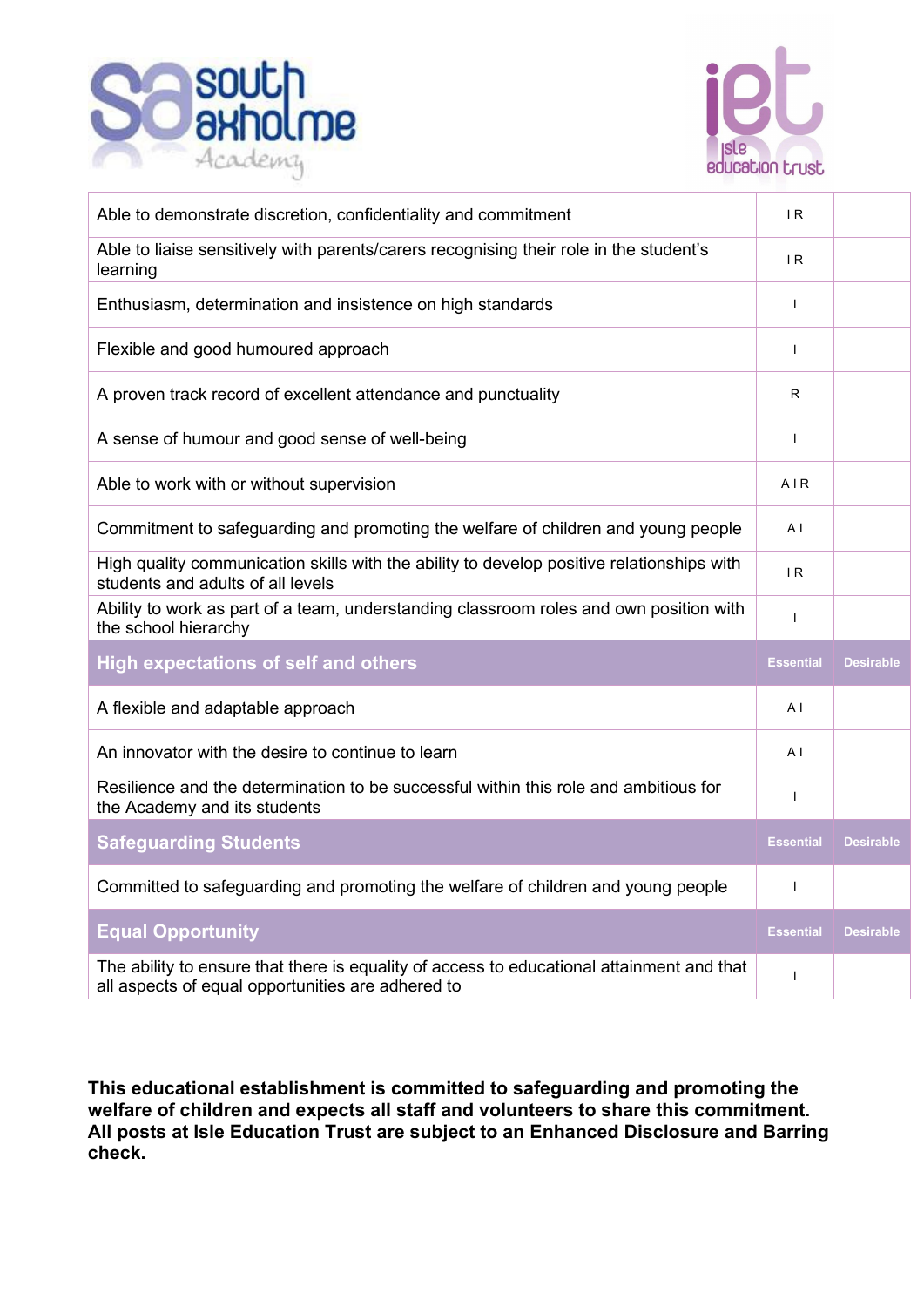| | | |
|---|---|---|
| Able to demonstrate discretion, confidentiality and commitment | I R | |
| Able to liaise sensitively with parents/carers recognising their role in the student's learning | I R | |
| Enthusiasm, determination and insistence on high standards | I | |
| Flexible and good humoured approach | I | |
| A proven track record of excellent attendance and punctuality | R | |
| A sense of humour and good sense of well-being | I | |
| Able to work with or without supervision | A I R | |
| Commitment to safeguarding and promoting the welfare of children and young people | A I | |
| High quality communication skills with the ability to develop positive relationships with students and adults of all levels | I R | |
| Ability to work as part of a team, understanding classroom roles and own position with the school hierarchy | I | |
| **High expectations of self and others** | **Essential** | **Desirable** |
| A flexible and adaptable approach | A I | |
| An innovator with the desire to continue to learn | A I | |
| Resilience and the determination to be successful within this role and ambitious for the Academy and its students | I | |
| **Safeguarding Students** | **Essential** | **Desirable** |
| Committed to safeguarding and promoting the welfare of children and young people | I | |
| **Equal Opportunity** | **Essential** | **Desirable** |
| The ability to ensure that there is equality of access to educational attainment and that all aspects of equal opportunities are adhered to | I | |

**This educational establishment is committed to safeguarding and promoting the welfare of children and expects all staff and volunteers to share this commitment. All posts at Isle Education Trust are subject to an Enhanced Disclosure and Barring check.**